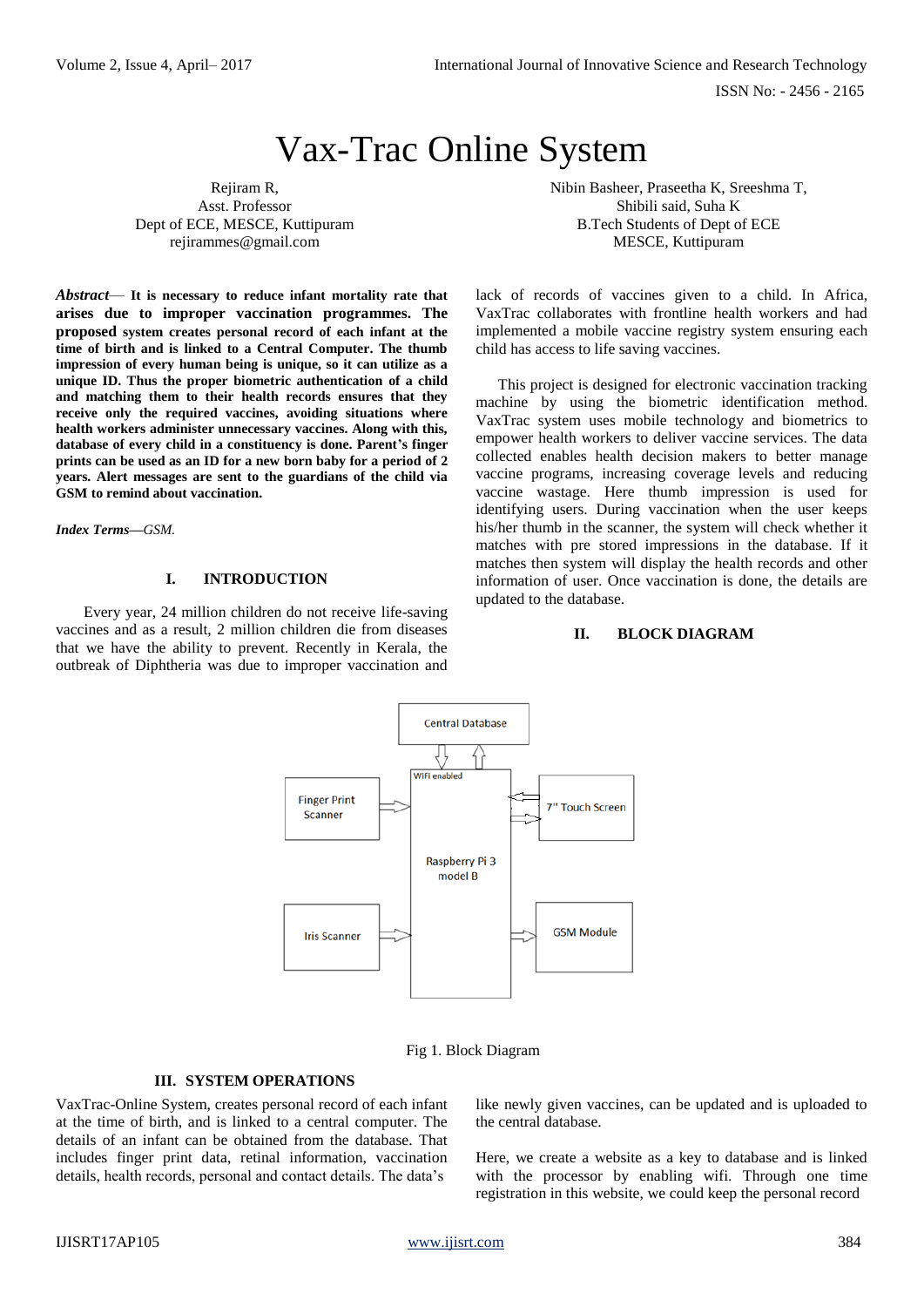# Vax-Trac Online System

Rejiram R,
Asst. Professor
Dept of ECE, MESCE, Kuttipuram
rejirammes@gmail.com

Nibin Basheer, Praseetha K, Sreeshma T,
Shibili said, Suha K
B.Tech Students of Dept of ECE
MESCE, Kuttipuram

***Abstract*— It is necessary to reduce infant mortality rate that arises due to improper vaccination programmes. The proposed system creates personal record of each infant at the time of birth and is linked to a Central Computer. The thumb impression of every human being is unique, so it can utilize as a unique ID. Thus the proper biometric authentication of a child and matching them to their health records ensures that they receive only the required vaccines, avoiding situations where health workers administer unnecessary vaccines. Along with this, database of every child in a constituency is done. Parent's finger prints can be used as an ID for a new born baby for a period of 2 years. Alert messages are sent to the guardians of the child via GSM to remind about vaccination.**

***Index Terms*—*GSM.***

## I. INTRODUCTION

Every year, 24 million children do not receive life-saving vaccines and as a result, 2 million children die from diseases that we have the ability to prevent. Recently in Kerala, the outbreak of Diphtheria was due to improper vaccination and lack of records of vaccines given to a child. In Africa, VaxTrac collaborates with frontline health workers and had implemented a mobile vaccine registry system ensuring each child has access to life saving vaccines.

This project is designed for electronic vaccination tracking machine by using the biometric identification method. VaxTrac system uses mobile technology and biometrics to empower health workers to deliver vaccine services. The data collected enables health decision makers to better manage vaccine programs, increasing coverage levels and reducing vaccine wastage. Here thumb impression is used for identifying users. During vaccination when the user keeps his/her thumb in the scanner, the system will check whether it matches with pre stored impressions in the database. If it matches then system will display the health records and other information of user. Once vaccination is done, the details are updated to the database.

## II. BLOCK DIAGRAM

Central Database

WiFi enabled

Finger Print Scanner

Raspberry Pi 3 model B

7" Touch Screen

Iris Scanner

GSM Module

Fig 1. Block Diagram

## III. SYSTEM OPERATIONS

VaxTrac-Online System, creates personal record of each infant at the time of birth, and is linked to a central computer. The details of an infant can be obtained from the database. That includes finger print data, retinal information, vaccination details, health records, personal and contact details. The data's like newly given vaccines, can be updated and is uploaded to the central database.

Here, we create a website as a key to database and is linked with the processor by enabling wifi. Through one time registration in this website, we could keep the personal record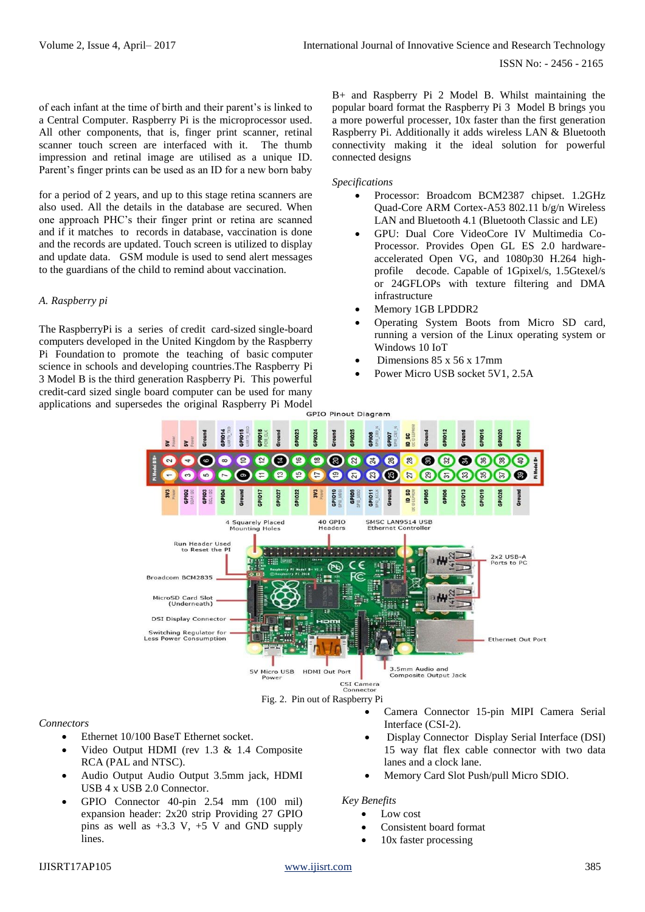of each infant at the time of birth and their parent's is linked to a Central Computer. Raspberry Pi is the microprocessor used. All other components, that is, finger print scanner, retinal scanner touch screen are interfaced with it. The thumb impression and retinal image are utilised as a unique ID. Parent's finger prints can be used as an ID for a new born baby

for a period of 2 years, and up to this stage retina scanners are also used. All the details in the database are secured. When one approach PHC's their finger print or retina are scanned and if it matches to records in database, vaccination is done and the records are updated. Touch screen is utilized to display and update data. GSM module is used to send alert messages to the guardians of the child to remind about vaccination.

### *A. Raspberry pi*

The RaspberryPi is a series of credit card-sized single-board computers developed in the United Kingdom by the Raspberry Pi Foundation to promote the teaching of basic computer science in schools and developing countries.The Raspberry Pi 3 Model B is the third generation Raspberry Pi. This powerful credit-card sized single board computer can be used for many applications and supersedes the original Raspberry Pi Model B+ and Raspberry Pi 2 Model B. Whilst maintaining the popular board format the Raspberry Pi 3 Model B brings you a more powerful processer, 10x faster than the first generation Raspberry Pi. Additionally it adds wireless LAN & Bluetooth connectivity making it the ideal solution for powerful connected designs

*Specifications*

- Processor: Broadcom BCM2387 chipset. 1.2GHz Quad-Core ARM Cortex-A53 802.11 b/g/n Wireless LAN and Bluetooth 4.1 (Bluetooth Classic and LE)
- GPU: Dual Core VideoCore IV Multimedia Co-Processor. Provides Open GL ES 2.0 hardware-accelerated Open VG, and 1080p30 H.264 high-profile decode. Capable of 1Gpixel/s, 1.5Gtexel/s or 24GFLOPs with texture filtering and DMA infrastructure
- Memory 1GB LPDDR2
- Operating System Boots from Micro SD card, running a version of the Linux operating system or Windows 10 IoT
- Dimensions 85 x 56 x 17mm
- Power Micro USB socket 5V1, 2.5A

Fig. 2. Pin out of Raspberry Pi

*Connectors*

- Ethernet 10/100 BaseT Ethernet socket.
- Video Output HDMI (rev 1.3 & 1.4 Composite RCA (PAL and NTSC).
- Audio Output Audio Output 3.5mm jack, HDMI USB 4 x USB 2.0 Connector.
- GPIO Connector 40-pin 2.54 mm (100 mil) expansion header: 2x20 strip Providing 27 GPIO pins as well as +3.3 V, +5 V and GND supply lines.
- Camera Connector 15-pin MIPI Camera Serial Interface (CSI-2).
- Display Connector Display Serial Interface (DSI) 15 way flat flex cable connector with two data lanes and a clock lane.
- Memory Card Slot Push/pull Micro SDIO.

*Key Benefits*

- Low cost
- Consistent board format
- 10x faster processing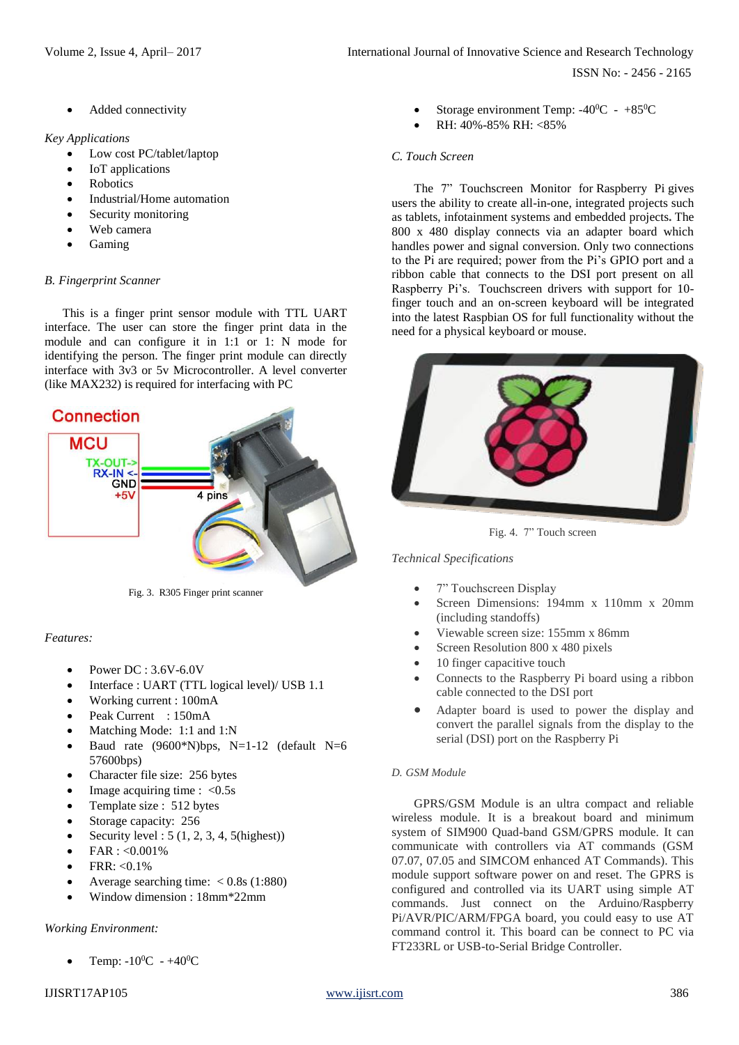- Added connectivity

*Key Applications*

- Low cost PC/tablet/laptop
- IoT applications
- Robotics
- Industrial/Home automation
- Security monitoring
- Web camera
- Gaming

### *B. Fingerprint Scanner*

This is a finger print sensor module with TTL UART interface. The user can store the finger print data in the module and can configure it in 1:1 or 1: N mode for identifying the person. The finger print module can directly interface with 3v3 or 5v Microcontroller. A level converter (like MAX232) is required for interfacing with PC

Fig. 3. R305 Finger print scanner

*Features:*

- Power DC : 3.6V-6.0V
- Interface : UART (TTL logical level)/ USB 1.1
- Working current : 100mA
- Peak Current : 150mA
- Matching Mode: 1:1 and 1:N
- Baud rate (9600*N)bps, N=1-12 (default N=6 57600bps)
- Character file size: 256 bytes
- Image acquiring time : <0.5s
- Template size : 512 bytes
- Storage capacity: 256
- Security level : 5 (1, 2, 3, 4, 5(highest))
- FAR : <0.001%
- FRR: <0.1%
- Average searching time: < 0.8s (1:880)
- Window dimension : 18mm*22mm

*Working Environment:*

- Temp: -10$^0$C - +40$^0$C
- Storage environment Temp: -40$^0$C - +85$^0$C
- RH: 40%-85% RH: <85%

### *C. Touch Screen*

The 7" Touchscreen Monitor for Raspberry Pi gives users the ability to create all-in-one, integrated projects such as tablets, infotainment systems and embedded projects. The 800 x 480 display connects via an adapter board which handles power and signal conversion. Only two connections to the Pi are required; power from the Pi's GPIO port and a ribbon cable that connects to the DSI port present on all Raspberry Pi's. Touchscreen drivers with support for 10-finger touch and an on-screen keyboard will be integrated into the latest Raspbian OS for full functionality without the need for a physical keyboard or mouse.

Fig. 4. 7" Touch screen

*Technical Specifications*

- 7" Touchscreen Display
- Screen Dimensions: 194mm x 110mm x 20mm (including standoffs)
- Viewable screen size: 155mm x 86mm
- Screen Resolution 800 x 480 pixels
- 10 finger capacitive touch
- Connects to the Raspberry Pi board using a ribbon cable connected to the DSI port
- Adapter board is used to power the display and convert the parallel signals from the display to the serial (DSI) port on the Raspberry Pi

### *D. GSM Module*

GPRS/GSM Module is an ultra compact and reliable wireless module. It is a breakout board and minimum system of SIM900 Quad-band GSM/GPRS module. It can communicate with controllers via AT commands (GSM 07.07, 07.05 and SIMCOM enhanced AT Commands). This module support software power on and reset. The GPRS is configured and controlled via its UART using simple AT commands. Just connect on the Arduino/Raspberry Pi/AVR/PIC/ARM/FPGA board, you could easy to use AT command control it. This board can be connect to PC via FT233RL or USB-to-Serial Bridge Controller.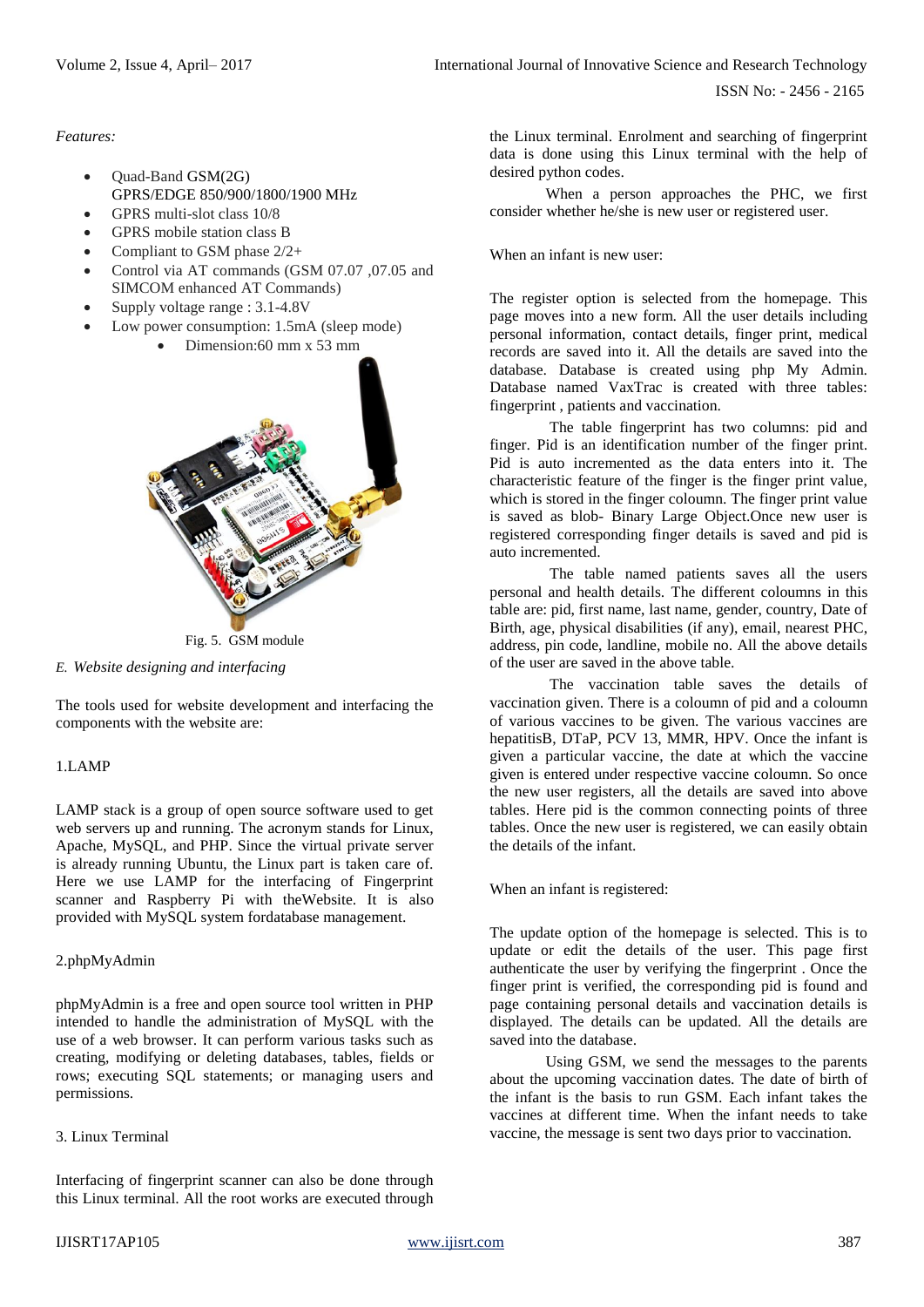*Features:*

- Quad-Band GSM(2G) GPRS/EDGE 850/900/1800/1900 MHz
- GPRS multi-slot class 10/8
- GPRS mobile station class B
- Compliant to GSM phase 2/2+
- Control via AT commands (GSM 07.07 ,07.05 and SIMCOM enhanced AT Commands)
- Supply voltage range : 3.1-4.8V
- Low power consumption: 1.5mA (sleep mode)
  - Dimension:60 mm x 53 mm

Fig. 5. GSM module

*E. Website designing and interfacing*

The tools used for website development and interfacing the components with the website are:

1.LAMP

LAMP stack is a group of open source software used to get web servers up and running. The acronym stands for Linux, Apache, MySQL, and PHP. Since the virtual private server is already running Ubuntu, the Linux part is taken care of. Here we use LAMP for the interfacing of Fingerprint scanner and Raspberry Pi with theWebsite. It is also provided with MySQL system fordatabase management.

2.phpMyAdmin

phpMyAdmin is a free and open source tool written in PHP intended to handle the administration of MySQL with the use of a web browser. It can perform various tasks such as creating, modifying or deleting databases, tables, fields or rows; executing SQL statements; or managing users and permissions.

3. Linux Terminal

Interfacing of fingerprint scanner can also be done through this Linux terminal. All the root works are executed through the Linux terminal. Enrolment and searching of fingerprint data is done using this Linux terminal with the help of desired python codes.

When a person approaches the PHC, we first consider whether he/she is new user or registered user.

When an infant is new user:

The register option is selected from the homepage. This page moves into a new form. All the user details including personal information, contact details, finger print, medical records are saved into it. All the details are saved into the database. Database is created using php My Admin. Database named VaxTrac is created with three tables: fingerprint , patients and vaccination.

The table fingerprint has two columns: pid and finger. Pid is an identification number of the finger print. Pid is auto incremented as the data enters into it. The characteristic feature of the finger is the finger print value, which is stored in the finger coloumn. The finger print value is saved as blob- Binary Large Object.Once new user is registered corresponding finger details is saved and pid is auto incremented.

The table named patients saves all the users personal and health details. The different coloumns in this table are: pid, first name, last name, gender, country, Date of Birth, age, physical disabilities (if any), email, nearest PHC, address, pin code, landline, mobile no. All the above details of the user are saved in the above table.

The vaccination table saves the details of vaccination given. There is a coloumn of pid and a coloumn of various vaccines to be given. The various vaccines are hepatitisB, DTaP, PCV 13, MMR, HPV. Once the infant is given a particular vaccine, the date at which the vaccine given is entered under respective vaccine coloumn. So once the new user registers, all the details are saved into above tables. Here pid is the common connecting points of three tables. Once the new user is registered, we can easily obtain the details of the infant.

When an infant is registered:

The update option of the homepage is selected. This is to update or edit the details of the user. This page first authenticate the user by verifying the fingerprint . Once the finger print is verified, the corresponding pid is found and page containing personal details and vaccination details is displayed. The details can be updated. All the details are saved into the database.

Using GSM, we send the messages to the parents about the upcoming vaccination dates. The date of birth of the infant is the basis to run GSM. Each infant takes the vaccines at different time. When the infant needs to take vaccine, the message is sent two days prior to vaccination.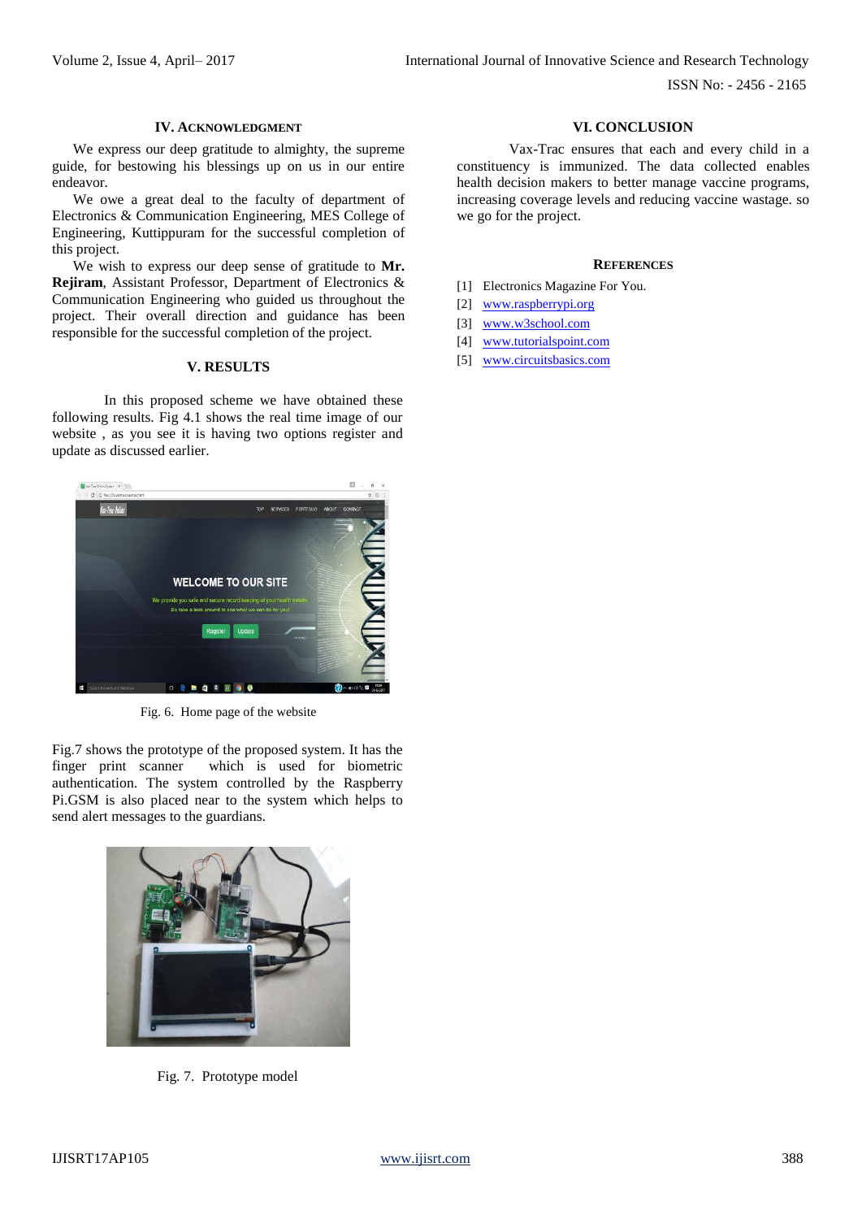## IV. ACKNOWLEDGMENT

We express our deep gratitude to almighty, the supreme guide, for bestowing his blessings up on us in our entire endeavor.

We owe a great deal to the faculty of department of Electronics & Communication Engineering, MES College of Engineering, Kuttippuram for the successful completion of this project.

We wish to express our deep sense of gratitude to **Mr. Rejiram**, Assistant Professor, Department of Electronics & Communication Engineering who guided us throughout the project. Their overall direction and guidance has been responsible for the successful completion of the project.

## V. RESULTS

In this proposed scheme we have obtained these following results. Fig 4.1 shows the real time image of our website , as you see it is having two options register and update as discussed earlier.

Fig. 6. Home page of the website

Fig.7 shows the prototype of the proposed system. It has the finger print scanner which is used for biometric authentication. The system controlled by the Raspberry Pi.GSM is also placed near to the system which helps to send alert messages to the guardians.

Fig. 7. Prototype model

## VI. CONCLUSION

Vax-Trac ensures that each and every child in a constituency is immunized. The data collected enables health decision makers to better manage vaccine programs, increasing coverage levels and reducing vaccine wastage. so we go for the project.

## REFERENCES

[1] Electronics Magazine For You.

[2] www.raspberrypi.org

[3] www.w3school.com

[4] www.tutorialspoint.com

[5] www.circuitsbasics.com